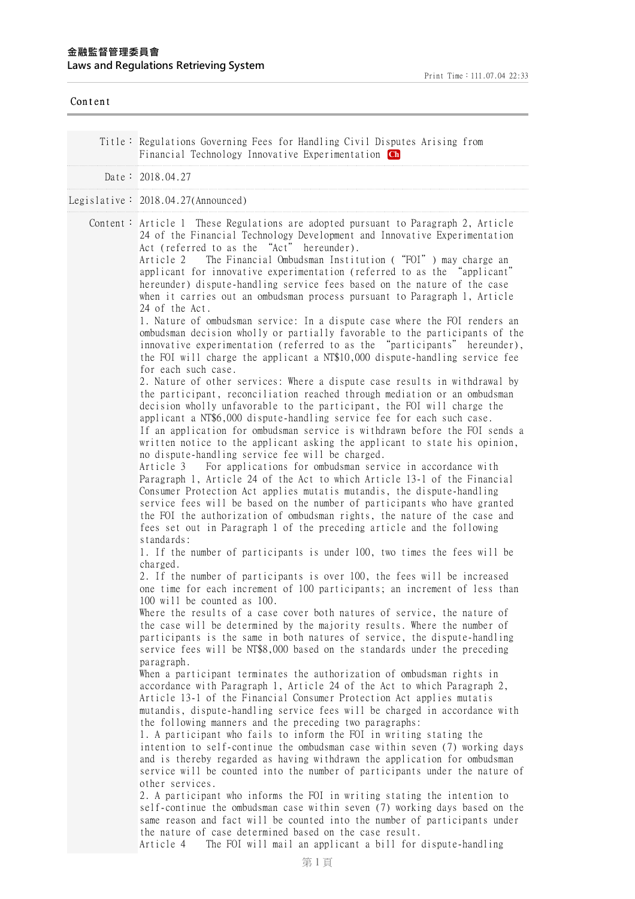**金融監督管理委員會**
**Laws and Regulations Retrieving System**

Print Time：111.07.04 22:33

Content

Title： Regulations Governing Fees for Handling Civil Disputes Arising from Financial Technology Innovative Experimentation Ch

Date： 2018.04.27

Legislative： 2018.04.27(Announced)

Content： Article 1 These Regulations are adopted pursuant to Paragraph 2, Article 24 of the Financial Technology Development and Innovative Experimentation Act (referred to as the "Act" hereunder).

Article 2 The Financial Ombudsman Institution ("FOI") may charge an applicant for innovative experimentation (referred to as the "applicant" hereunder) dispute-handling service fees based on the nature of the case when it carries out an ombudsman process pursuant to Paragraph 1, Article 24 of the Act.

1. Nature of ombudsman service: In a dispute case where the FOI renders an ombudsman decision wholly or partially favorable to the participants of the innovative experimentation (referred to as the "participants" hereunder), the FOI will charge the applicant a NT$10,000 dispute-handling service fee for each such case.

2. Nature of other services: Where a dispute case results in withdrawal by the participant, reconciliation reached through mediation or an ombudsman decision wholly unfavorable to the participant, the FOI will charge the applicant a NT$6,000 dispute-handling service fee for each such case.

If an application for ombudsman service is withdrawn before the FOI sends a written notice to the applicant asking the applicant to state his opinion, no dispute-handling service fee will be charged.

Article 3 For applications for ombudsman service in accordance with Paragraph 1, Article 24 of the Act to which Article 13-1 of the Financial Consumer Protection Act applies mutatis mutandis, the dispute-handling service fees will be based on the number of participants who have granted the FOI the authorization of ombudsman rights, the nature of the case and fees set out in Paragraph 1 of the preceding article and the following standards:

1. If the number of participants is under 100, two times the fees will be charged.

2. If the number of participants is over 100, the fees will be increased one time for each increment of 100 participants; an increment of less than 100 will be counted as 100.

Where the results of a case cover both natures of service, the nature of the case will be determined by the majority results. Where the number of participants is the same in both natures of service, the dispute-handling service fees will be NT$8,000 based on the standards under the preceding paragraph.

When a participant terminates the authorization of ombudsman rights in accordance with Paragraph 1, Article 24 of the Act to which Paragraph 2, Article 13-1 of the Financial Consumer Protection Act applies mutatis mutandis, dispute-handling service fees will be charged in accordance with the following manners and the preceding two paragraphs:

1. A participant who fails to inform the FOI in writing stating the intention to self-continue the ombudsman case within seven (7) working days and is thereby regarded as having withdrawn the application for ombudsman service will be counted into the number of participants under the nature of other services.

2. A participant who informs the FOI in writing stating the intention to self-continue the ombudsman case within seven (7) working days based on the same reason and fact will be counted into the number of participants under the nature of case determined based on the case result.

Article 4 The FOI will mail an applicant a bill for dispute-handling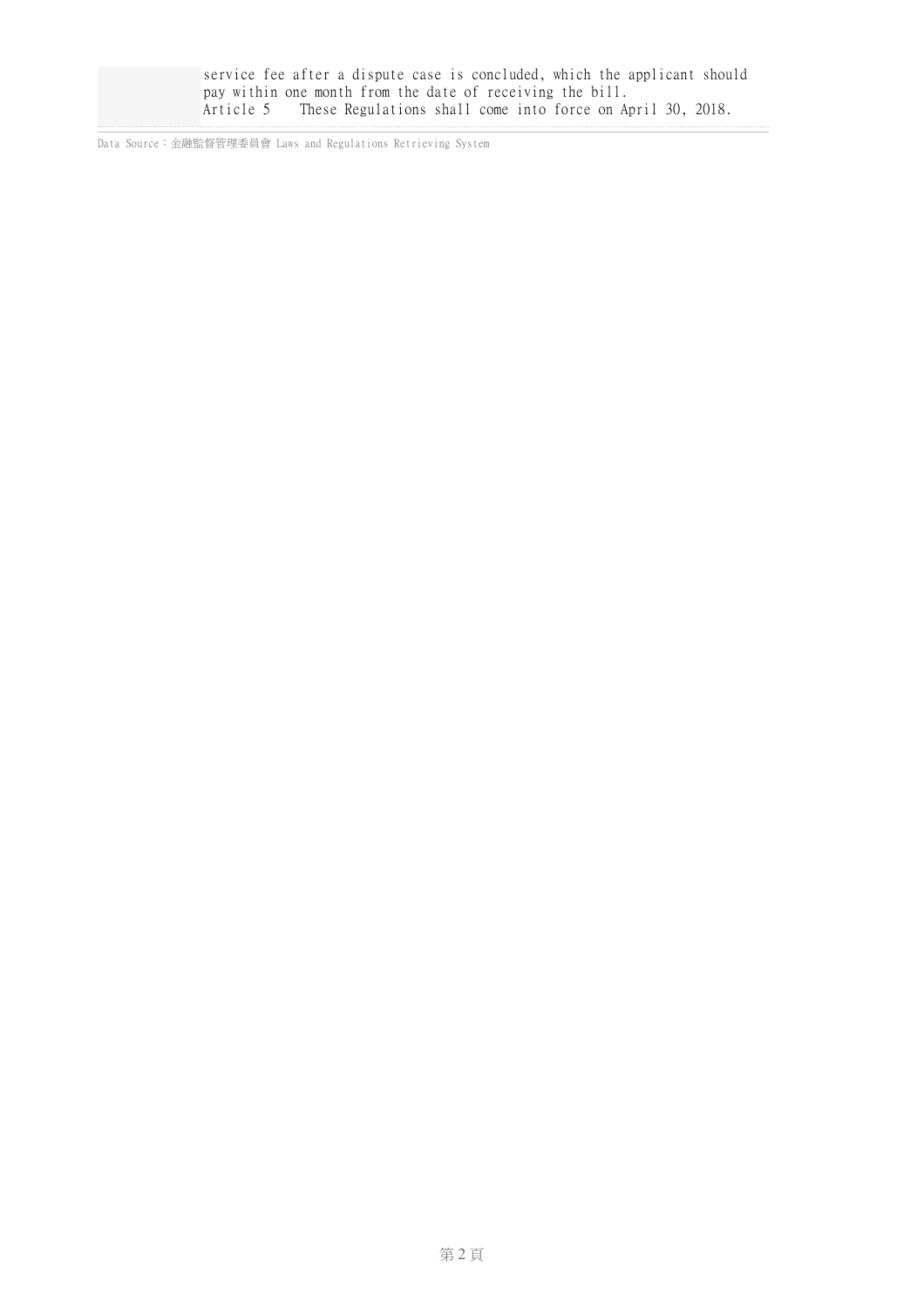service fee after a dispute case is concluded, which the applicant should pay within one month from the date of receiving the bill.

Article 5 These Regulations shall come into force on April 30, 2018.

Data Source：金融監督管理委員會 Laws and Regulations Retrieving System